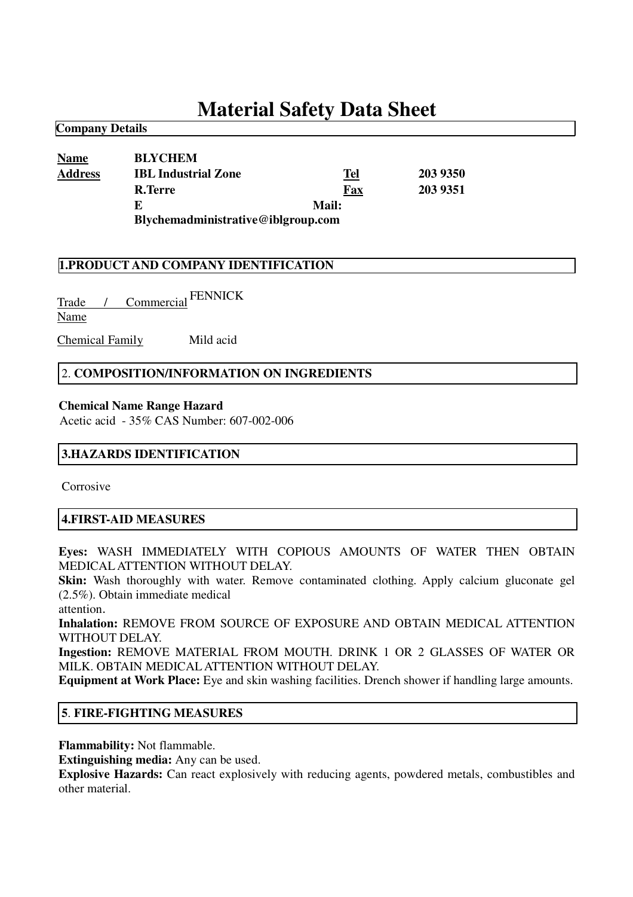# Material Safety Data Sheet

**Company Details**

| | | | |
|---|---|---|---|
| **Name** | **BLYCHEM** | | |
| **Address** | **IBL Industrial Zone** | **Tel** | **203 9350** |
| | **R.Terre** | **Fax** | **203 9351** |
| | **E Mail: Blychemadministrative@iblgroup.com** | | |

## 1.PRODUCT AND COMPANY IDENTIFICATION

Trade / Commercial Name FENNICK

Chemical Family Mild acid

## 2. COMPOSITION/INFORMATION ON INGREDIENTS

**Chemical Name Range Hazard**

Acetic acid - 35% CAS Number: 607-002-006

## 3.HAZARDS IDENTIFICATION

Corrosive

## 4.FIRST-AID MEASURES

**Eyes:** WASH IMMEDIATELY WITH COPIOUS AMOUNTS OF WATER THEN OBTAIN MEDICAL ATTENTION WITHOUT DELAY.

**Skin:** Wash thoroughly with water. Remove contaminated clothing. Apply calcium gluconate gel (2.5%). Obtain immediate medical attention.

**Inhalation:** REMOVE FROM SOURCE OF EXPOSURE AND OBTAIN MEDICAL ATTENTION WITHOUT DELAY.

**Ingestion:** REMOVE MATERIAL FROM MOUTH. DRINK 1 OR 2 GLASSES OF WATER OR MILK. OBTAIN MEDICAL ATTENTION WITHOUT DELAY.

**Equipment at Work Place:** Eye and skin washing facilities. Drench shower if handling large amounts.

## 5. FIRE-FIGHTING MEASURES

**Flammability:** Not flammable.

**Extinguishing media:** Any can be used.

**Explosive Hazards:** Can react explosively with reducing agents, powdered metals, combustibles and other material.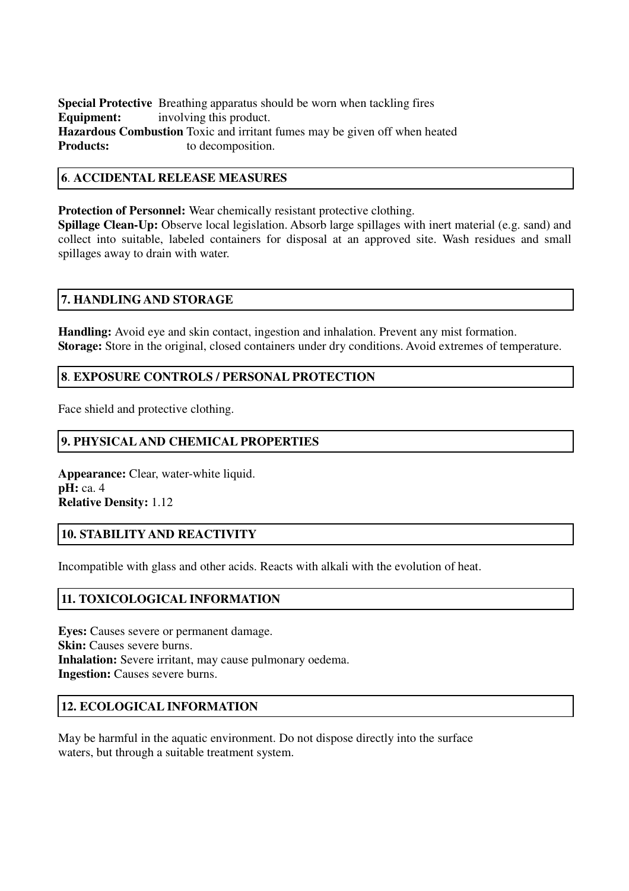**Special Protective Equipment:** Breathing apparatus should be worn when tackling fires involving this product.

**Hazardous Combustion Products:** Toxic and irritant fumes may be given off when heated to decomposition.

## 6. ACCIDENTAL RELEASE MEASURES

**Protection of Personnel:** Wear chemically resistant protective clothing.

**Spillage Clean-Up:** Observe local legislation. Absorb large spillages with inert material (e.g. sand) and collect into suitable, labeled containers for disposal at an approved site. Wash residues and small spillages away to drain with water.

## 7. HANDLING AND STORAGE

**Handling:** Avoid eye and skin contact, ingestion and inhalation. Prevent any mist formation.

**Storage:** Store in the original, closed containers under dry conditions. Avoid extremes of temperature.

## 8. EXPOSURE CONTROLS / PERSONAL PROTECTION

Face shield and protective clothing.

## 9. PHYSICAL AND CHEMICAL PROPERTIES

**Appearance:** Clear, water-white liquid.

**pH:** ca. 4

**Relative Density:** 1.12

## 10. STABILITY AND REACTIVITY

Incompatible with glass and other acids. Reacts with alkali with the evolution of heat.

## 11. TOXICOLOGICAL INFORMATION

**Eyes:** Causes severe or permanent damage.

**Skin:** Causes severe burns.

**Inhalation:** Severe irritant, may cause pulmonary oedema.

**Ingestion:** Causes severe burns.

## 12. ECOLOGICAL INFORMATION

May be harmful in the aquatic environment. Do not dispose directly into the surface waters, but through a suitable treatment system.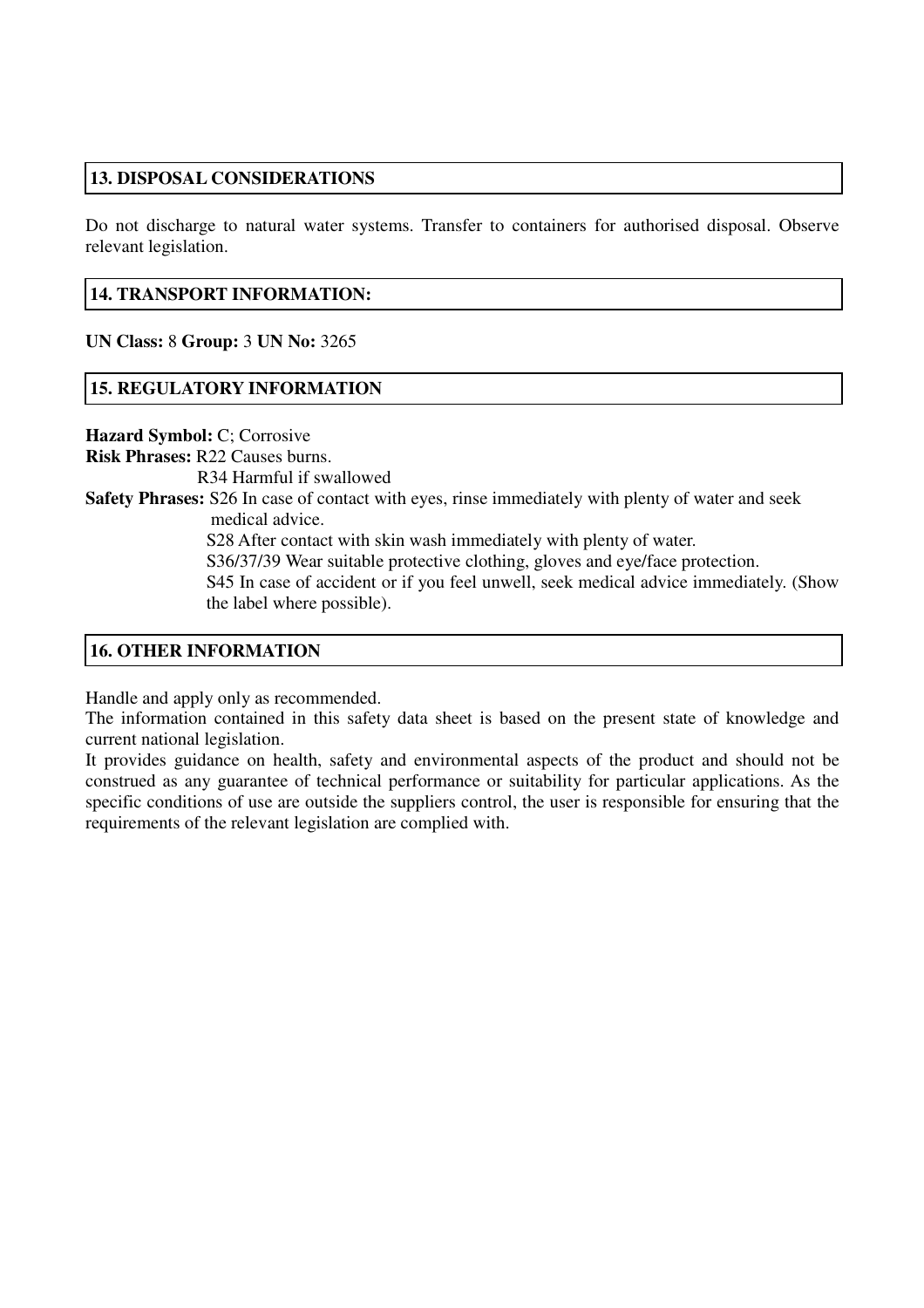## 13. DISPOSAL CONSIDERATIONS

Do not discharge to natural water systems. Transfer to containers for authorised disposal. Observe relevant legislation.

## 14. TRANSPORT INFORMATION:

**UN Class:** 8 **Group:** 3 **UN No:** 3265

## 15. REGULATORY INFORMATION

**Hazard Symbol:** C; Corrosive

**Risk Phrases:** R22 Causes burns.
R34 Harmful if swallowed

**Safety Phrases:** S26 In case of contact with eyes, rinse immediately with plenty of water and seek medical advice.
S28 After contact with skin wash immediately with plenty of water.
S36/37/39 Wear suitable protective clothing, gloves and eye/face protection.
S45 In case of accident or if you feel unwell, seek medical advice immediately. (Show the label where possible).

## 16. OTHER INFORMATION

Handle and apply only as recommended.

The information contained in this safety data sheet is based on the present state of knowledge and current national legislation.

It provides guidance on health, safety and environmental aspects of the product and should not be construed as any guarantee of technical performance or suitability for particular applications. As the specific conditions of use are outside the suppliers control, the user is responsible for ensuring that the requirements of the relevant legislation are complied with.